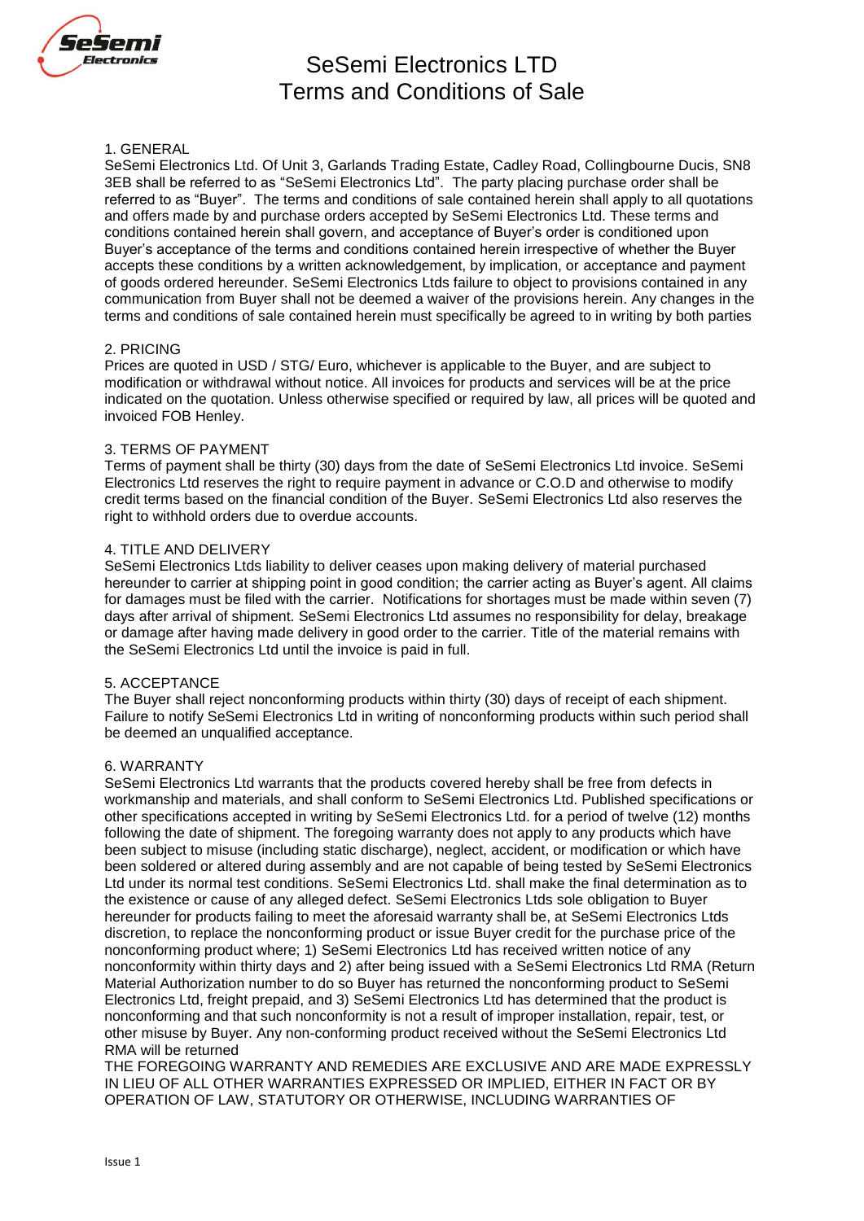# SeSemi Electronics LTD
# Terms and Conditions of Sale

## 1. GENERAL

SeSemi Electronics Ltd. Of Unit 3, Garlands Trading Estate, Cadley Road, Collingbourne Ducis, SN8 3EB shall be referred to as "SeSemi Electronics Ltd". The party placing purchase order shall be referred to as "Buyer". The terms and conditions of sale contained herein shall apply to all quotations and offers made by and purchase orders accepted by SeSemi Electronics Ltd. These terms and conditions contained herein shall govern, and acceptance of Buyer's order is conditioned upon Buyer's acceptance of the terms and conditions contained herein irrespective of whether the Buyer accepts these conditions by a written acknowledgement, by implication, or acceptance and payment of goods ordered hereunder. SeSemi Electronics Ltds failure to object to provisions contained in any communication from Buyer shall not be deemed a waiver of the provisions herein. Any changes in the terms and conditions of sale contained herein must specifically be agreed to in writing by both parties

## 2. PRICING

Prices are quoted in USD / STG/ Euro, whichever is applicable to the Buyer, and are subject to modification or withdrawal without notice. All invoices for products and services will be at the price indicated on the quotation. Unless otherwise specified or required by law, all prices will be quoted and invoiced FOB Henley.

## 3. TERMS OF PAYMENT

Terms of payment shall be thirty (30) days from the date of SeSemi Electronics Ltd invoice. SeSemi Electronics Ltd reserves the right to require payment in advance or C.O.D and otherwise to modify credit terms based on the financial condition of the Buyer. SeSemi Electronics Ltd also reserves the right to withhold orders due to overdue accounts.

## 4. TITLE AND DELIVERY

SeSemi Electronics Ltds liability to deliver ceases upon making delivery of material purchased hereunder to carrier at shipping point in good condition; the carrier acting as Buyer's agent. All claims for damages must be filed with the carrier. Notifications for shortages must be made within seven (7) days after arrival of shipment. SeSemi Electronics Ltd assumes no responsibility for delay, breakage or damage after having made delivery in good order to the carrier. Title of the material remains with the SeSemi Electronics Ltd until the invoice is paid in full.

## 5. ACCEPTANCE

The Buyer shall reject nonconforming products within thirty (30) days of receipt of each shipment. Failure to notify SeSemi Electronics Ltd in writing of nonconforming products within such period shall be deemed an unqualified acceptance.

## 6. WARRANTY

SeSemi Electronics Ltd warrants that the products covered hereby shall be free from defects in workmanship and materials, and shall conform to SeSemi Electronics Ltd. Published specifications or other specifications accepted in writing by SeSemi Electronics Ltd. for a period of twelve (12) months following the date of shipment. The foregoing warranty does not apply to any products which have been subject to misuse (including static discharge), neglect, accident, or modification or which have been soldered or altered during assembly and are not capable of being tested by SeSemi Electronics Ltd under its normal test conditions. SeSemi Electronics Ltd. shall make the final determination as to the existence or cause of any alleged defect. SeSemi Electronics Ltds sole obligation to Buyer hereunder for products failing to meet the aforesaid warranty shall be, at SeSemi Electronics Ltds discretion, to replace the nonconforming product or issue Buyer credit for the purchase price of the nonconforming product where; 1) SeSemi Electronics Ltd has received written notice of any nonconformity within thirty days and 2) after being issued with a SeSemi Electronics Ltd RMA (Return Material Authorization number to do so Buyer has returned the nonconforming product to SeSemi Electronics Ltd, freight prepaid, and 3) SeSemi Electronics Ltd has determined that the product is nonconforming and that such nonconformity is not a result of improper installation, repair, test, or other misuse by Buyer. Any non-conforming product received without the SeSemi Electronics Ltd RMA will be returned

THE FOREGOING WARRANTY AND REMEDIES ARE EXCLUSIVE AND ARE MADE EXPRESSLY IN LIEU OF ALL OTHER WARRANTIES EXPRESSED OR IMPLIED, EITHER IN FACT OR BY OPERATION OF LAW, STATUTORY OR OTHERWISE, INCLUDING WARRANTIES OF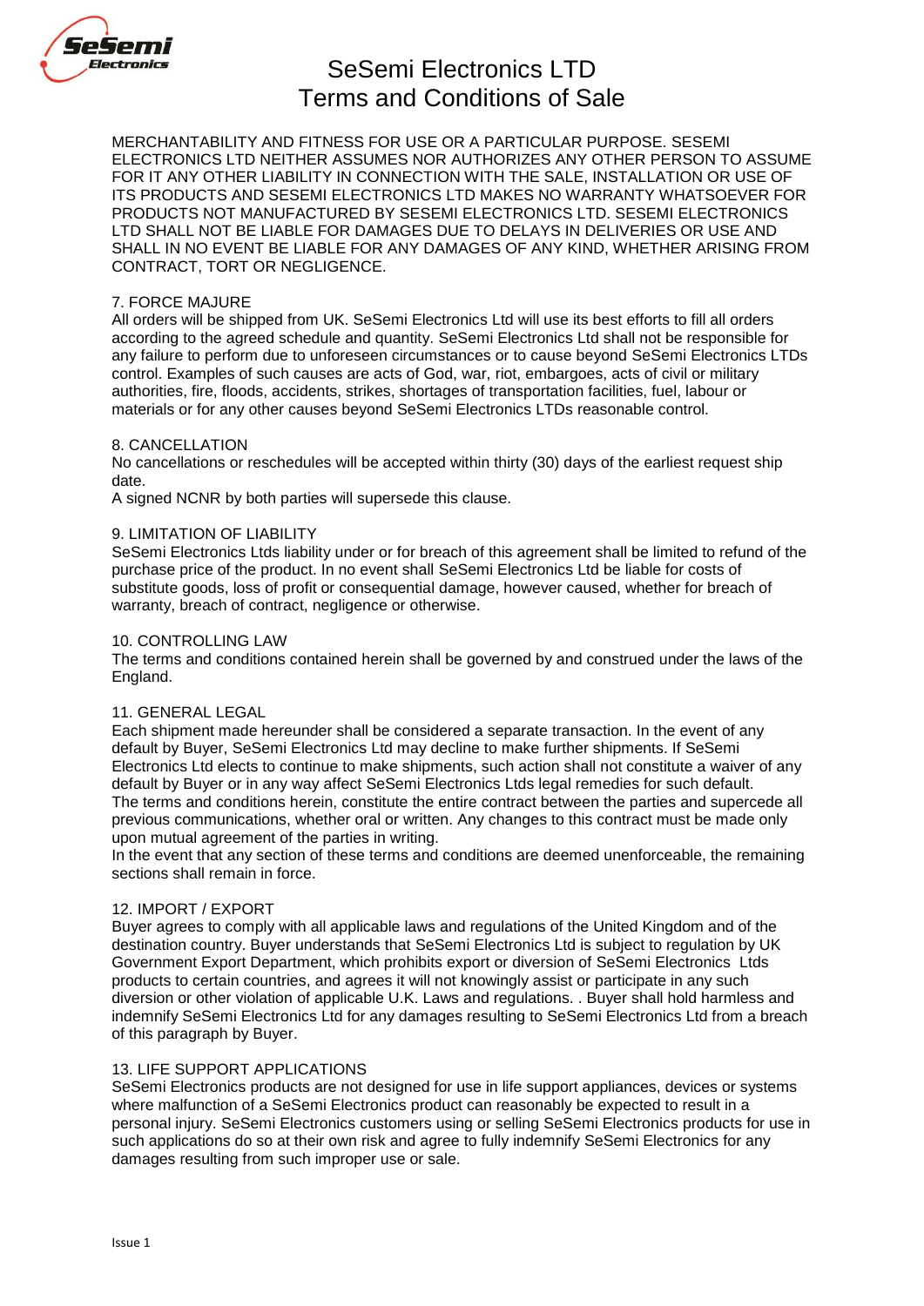MERCHANTABILITY AND FITNESS FOR USE OR A PARTICULAR PURPOSE. SESEMI ELECTRONICS LTD NEITHER ASSUMES NOR AUTHORIZES ANY OTHER PERSON TO ASSUME FOR IT ANY OTHER LIABILITY IN CONNECTION WITH THE SALE, INSTALLATION OR USE OF ITS PRODUCTS AND SESEMI ELECTRONICS LTD MAKES NO WARRANTY WHATSOEVER FOR PRODUCTS NOT MANUFACTURED BY SESEMI ELECTRONICS LTD. SESEMI ELECTRONICS LTD SHALL NOT BE LIABLE FOR DAMAGES DUE TO DELAYS IN DELIVERIES OR USE AND SHALL IN NO EVENT BE LIABLE FOR ANY DAMAGES OF ANY KIND, WHETHER ARISING FROM CONTRACT, TORT OR NEGLIGENCE.

## 7. FORCE MAJURE

All orders will be shipped from UK. SeSemi Electronics Ltd will use its best efforts to fill all orders according to the agreed schedule and quantity. SeSemi Electronics Ltd shall not be responsible for any failure to perform due to unforeseen circumstances or to cause beyond SeSemi Electronics LTDs control. Examples of such causes are acts of God, war, riot, embargoes, acts of civil or military authorities, fire, floods, accidents, strikes, shortages of transportation facilities, fuel, labour or materials or for any other causes beyond SeSemi Electronics LTDs reasonable control.

## 8. CANCELLATION

No cancellations or reschedules will be accepted within thirty (30) days of the earliest request ship date.

A signed NCNR by both parties will supersede this clause.

## 9. LIMITATION OF LIABILITY

SeSemi Electronics Ltds liability under or for breach of this agreement shall be limited to refund of the purchase price of the product. In no event shall SeSemi Electronics Ltd be liable for costs of substitute goods, loss of profit or consequential damage, however caused, whether for breach of warranty, breach of contract, negligence or otherwise.

## 10. CONTROLLING LAW

The terms and conditions contained herein shall be governed by and construed under the laws of the England.

## 11. GENERAL LEGAL

Each shipment made hereunder shall be considered a separate transaction. In the event of any default by Buyer, SeSemi Electronics Ltd may decline to make further shipments. If SeSemi Electronics Ltd elects to continue to make shipments, such action shall not constitute a waiver of any default by Buyer or in any way affect SeSemi Electronics Ltds legal remedies for such default.
The terms and conditions herein, constitute the entire contract between the parties and supercede all previous communications, whether oral or written. Any changes to this contract must be made only upon mutual agreement of the parties in writing.

In the event that any section of these terms and conditions are deemed unenforceable, the remaining sections shall remain in force.

## 12. IMPORT / EXPORT

Buyer agrees to comply with all applicable laws and regulations of the United Kingdom and of the destination country. Buyer understands that SeSemi Electronics Ltd is subject to regulation by UK Government Export Department, which prohibits export or diversion of SeSemi Electronics Ltds products to certain countries, and agrees it will not knowingly assist or participate in any such diversion or other violation of applicable U.K. Laws and regulations. . Buyer shall hold harmless and indemnify SeSemi Electronics Ltd for any damages resulting to SeSemi Electronics Ltd from a breach of this paragraph by Buyer.

## 13. LIFE SUPPORT APPLICATIONS

SeSemi Electronics products are not designed for use in life support appliances, devices or systems where malfunction of a SeSemi Electronics product can reasonably be expected to result in a personal injury. SeSemi Electronics customers using or selling SeSemi Electronics products for use in such applications do so at their own risk and agree to fully indemnify SeSemi Electronics for any damages resulting from such improper use or sale.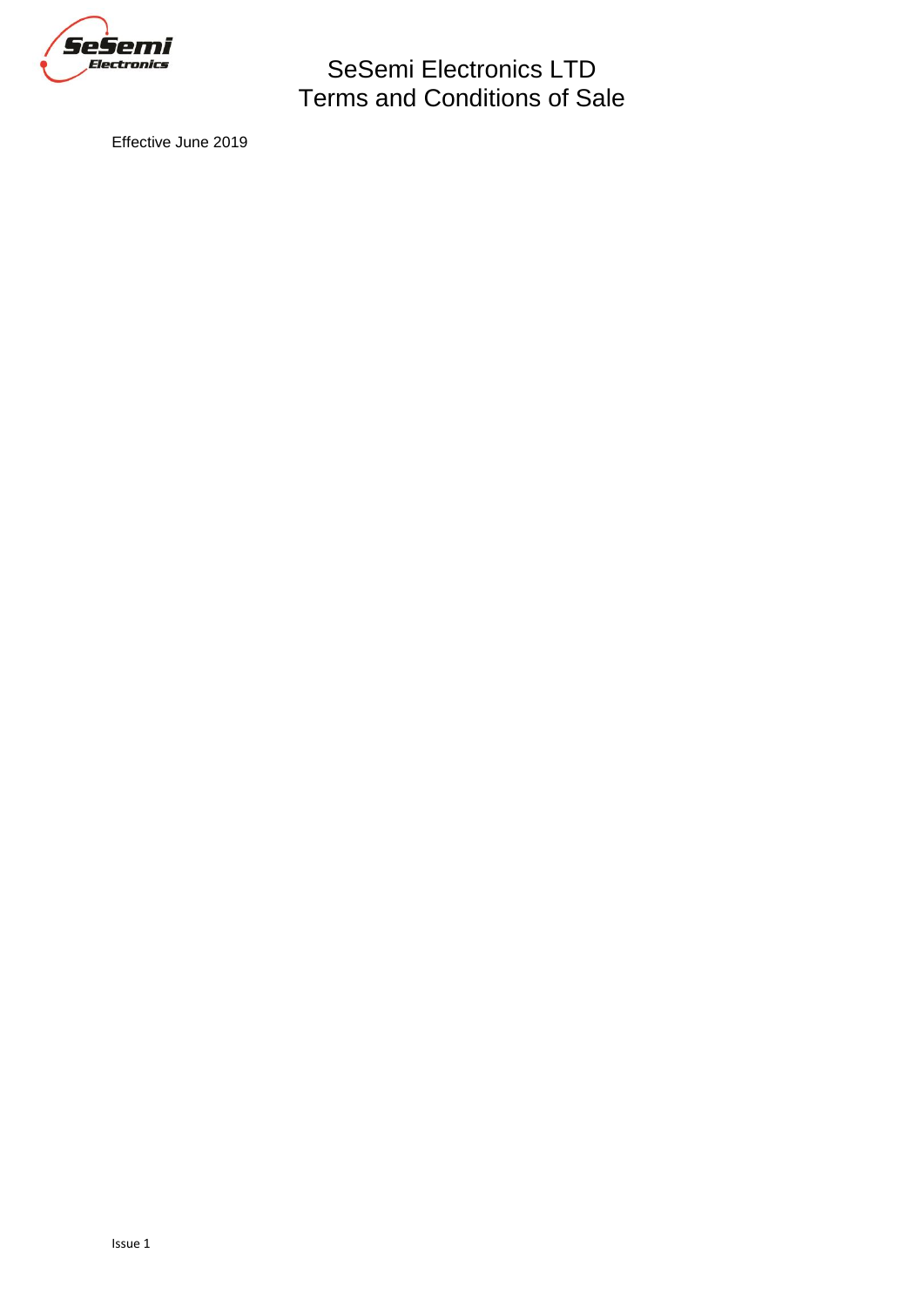# SeSemi Electronics LTD
# Terms and Conditions of Sale

Effective June 2019

Issue 1